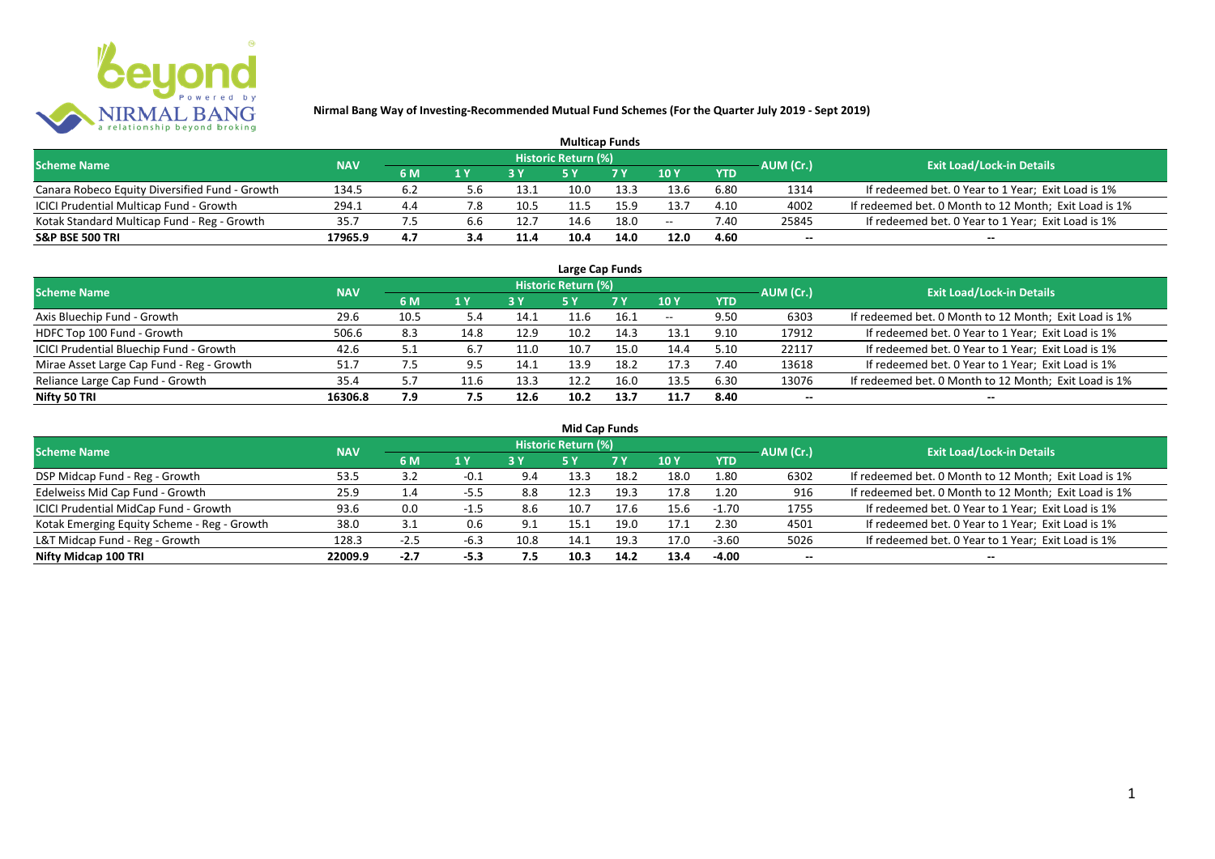# Nirmal Bang Way of Investing-Recommended Mutual Fund Schemes (For the Quarter July 2019 - Sept 2019)

## Multicap Funds

| Scheme Name | NAV | Historic Return (%) | | | | | | | AUM (Cr.) | Exit Load/Lock-in Details |
|---|---|---|---|---|---|---|---|---|---|---|
| | | 6 M | 1 Y | 3 Y | 5 Y | 7 Y | 10 Y | YTD | | |
| Canara Robeco Equity Diversified Fund - Growth | 134.5 | 6.2 | 5.6 | 13.1 | 10.0 | 13.3 | 13.6 | 6.80 | 1314 | If redeemed bet. 0 Year to 1 Year; Exit Load is 1% |
| ICICI Prudential Multicap Fund - Growth | 294.1 | 4.4 | 7.8 | 10.5 | 11.5 | 15.9 | 13.7 | 4.10 | 4002 | If redeemed bet. 0 Month to 12 Month; Exit Load is 1% |
| Kotak Standard Multicap Fund - Reg - Growth | 35.7 | 7.5 | 6.6 | 12.7 | 14.6 | 18.0 | -- | 7.40 | 25845 | If redeemed bet. 0 Year to 1 Year; Exit Load is 1% |
| **S&P BSE 500 TRI** | **17965.9** | **4.7** | **3.4** | **11.4** | **10.4** | **14.0** | **12.0** | **4.60** | **--** | **--** |

## Large Cap Funds

| Scheme Name | NAV | Historic Return (%) | | | | | | | AUM (Cr.) | Exit Load/Lock-in Details |
|---|---|---|---|---|---|---|---|---|---|---|
| | | 6 M | 1 Y | 3 Y | 5 Y | 7 Y | 10 Y | YTD | | |
| Axis Bluechip Fund - Growth | 29.6 | 10.5 | 5.4 | 14.1 | 11.6 | 16.1 | -- | 9.50 | 6303 | If redeemed bet. 0 Month to 12 Month; Exit Load is 1% |
| HDFC Top 100 Fund - Growth | 506.6 | 8.3 | 14.8 | 12.9 | 10.2 | 14.3 | 13.1 | 9.10 | 17912 | If redeemed bet. 0 Year to 1 Year; Exit Load is 1% |
| ICICI Prudential Bluechip Fund - Growth | 42.6 | 5.1 | 6.7 | 11.0 | 10.7 | 15.0 | 14.4 | 5.10 | 22117 | If redeemed bet. 0 Year to 1 Year; Exit Load is 1% |
| Mirae Asset Large Cap Fund - Reg - Growth | 51.7 | 7.5 | 9.5 | 14.1 | 13.9 | 18.2 | 17.3 | 7.40 | 13618 | If redeemed bet. 0 Year to 1 Year; Exit Load is 1% |
| Reliance Large Cap Fund - Growth | 35.4 | 5.7 | 11.6 | 13.3 | 12.2 | 16.0 | 13.5 | 6.30 | 13076 | If redeemed bet. 0 Month to 12 Month; Exit Load is 1% |
| **Nifty 50 TRI** | **16306.8** | **7.9** | **7.5** | **12.6** | **10.2** | **13.7** | **11.7** | **8.40** | **--** | **--** |

## Mid Cap Funds

| Scheme Name | NAV | Historic Return (%) | | | | | | | AUM (Cr.) | Exit Load/Lock-in Details |
|---|---|---|---|---|---|---|---|---|---|---|
| | | 6 M | 1 Y | 3 Y | 5 Y | 7 Y | 10 Y | YTD | | |
| DSP Midcap Fund - Reg - Growth | 53.5 | 3.2 | -0.1 | 9.4 | 13.3 | 18.2 | 18.0 | 1.80 | 6302 | If redeemed bet. 0 Month to 12 Month; Exit Load is 1% |
| Edelweiss Mid Cap Fund - Growth | 25.9 | 1.4 | -5.5 | 8.8 | 12.3 | 19.3 | 17.8 | 1.20 | 916 | If redeemed bet. 0 Month to 12 Month; Exit Load is 1% |
| ICICI Prudential MidCap Fund - Growth | 93.6 | 0.0 | -1.5 | 8.6 | 10.7 | 17.6 | 15.6 | -1.70 | 1755 | If redeemed bet. 0 Year to 1 Year; Exit Load is 1% |
| Kotak Emerging Equity Scheme - Reg - Growth | 38.0 | 3.1 | 0.6 | 9.1 | 15.1 | 19.0 | 17.1 | 2.30 | 4501 | If redeemed bet. 0 Year to 1 Year; Exit Load is 1% |
| L&T Midcap Fund - Reg - Growth | 128.3 | -2.5 | -6.3 | 10.8 | 14.1 | 19.3 | 17.0 | -3.60 | 5026 | If redeemed bet. 0 Year to 1 Year; Exit Load is 1% |
| **Nifty Midcap 100 TRI** | **22009.9** | **-2.7** | **-5.3** | **7.5** | **10.3** | **14.2** | **13.4** | **-4.00** | **--** | **--** |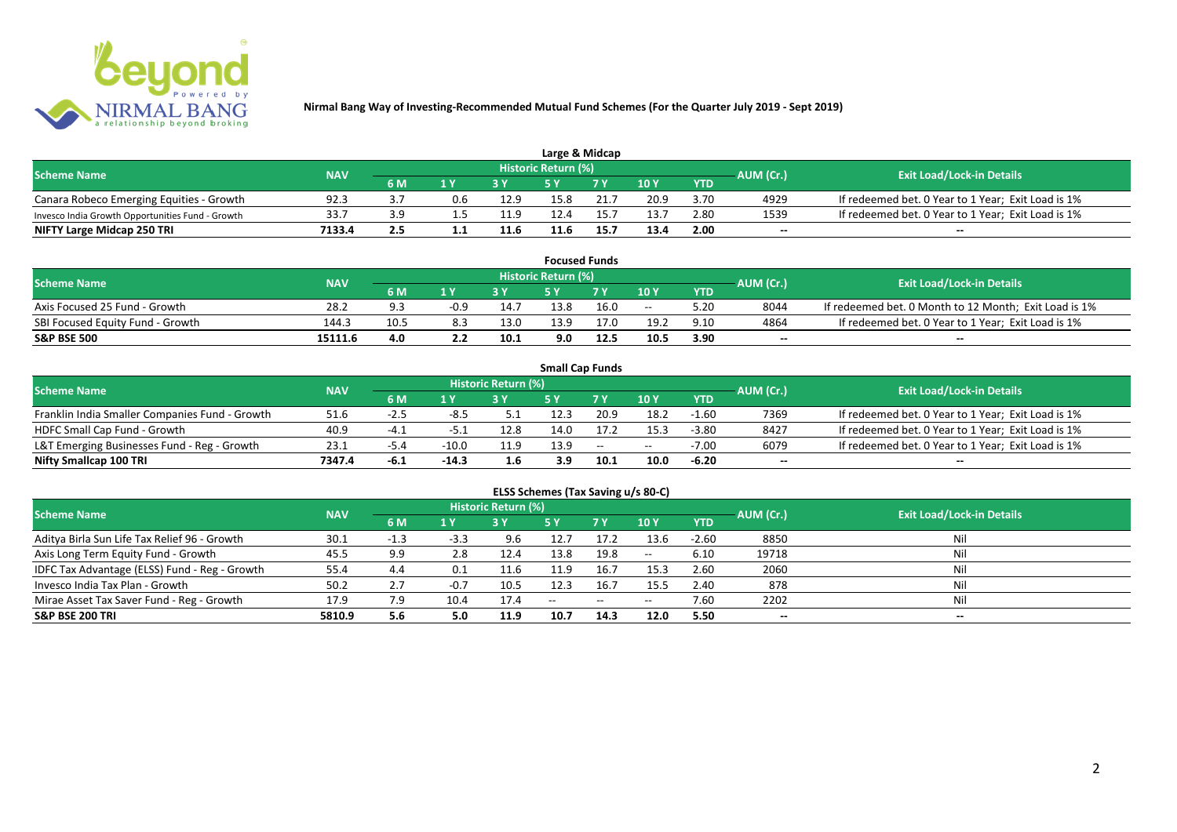# Nirmal Bang Way of Investing-Recommended Mutual Fund Schemes (For the Quarter July 2019 - Sept 2019)

## Large & Midcap

| Scheme Name | NAV | Historic Return (%) | | | | | | | AUM (Cr.) | Exit Load/Lock-in Details |
|---|---|---|---|---|---|---|---|---|---|---|
| | | 6 M | 1 Y | 3 Y | 5 Y | 7 Y | 10 Y | YTD | | |
| Canara Robeco Emerging Equities - Growth | 92.3 | 3.7 | 0.6 | 12.9 | 15.8 | 21.7 | 20.9 | 3.70 | 4929 | If redeemed bet. 0 Year to 1 Year; Exit Load is 1% |
| Invesco India Growth Opportunities Fund - Growth | 33.7 | 3.9 | 1.5 | 11.9 | 12.4 | 15.7 | 13.7 | 2.80 | 1539 | If redeemed bet. 0 Year to 1 Year; Exit Load is 1% |
| **NIFTY Large Midcap 250 TRI** | **7133.4** | **2.5** | **1.1** | **11.6** | **11.6** | **15.7** | **13.4** | **2.00** | **--** | **--** |

## Focused Funds

| Scheme Name | NAV | Historic Return (%) | | | | | | | AUM (Cr.) | Exit Load/Lock-in Details |
|---|---|---|---|---|---|---|---|---|---|---|
| | | 6 M | 1 Y | 3 Y | 5 Y | 7 Y | 10 Y | YTD | | |
| Axis Focused 25 Fund - Growth | 28.2 | 9.3 | -0.9 | 14.7 | 13.8 | 16.0 | -- | 5.20 | 8044 | If redeemed bet. 0 Month to 12 Month; Exit Load is 1% |
| SBI Focused Equity Fund - Growth | 144.3 | 10.5 | 8.3 | 13.0 | 13.9 | 17.0 | 19.2 | 9.10 | 4864 | If redeemed bet. 0 Year to 1 Year; Exit Load is 1% |
| **S&P BSE 500** | **15111.6** | **4.0** | **2.2** | **10.1** | **9.0** | **12.5** | **10.5** | **3.90** | **--** | **--** |

## Small Cap Funds

| Scheme Name | NAV | Historic Return (%) | | | | | | | AUM (Cr.) | Exit Load/Lock-in Details |
|---|---|---|---|---|---|---|---|---|---|---|
| | | 6 M | 1 Y | 3 Y | 5 Y | 7 Y | 10 Y | YTD | | |
| Franklin India Smaller Companies Fund - Growth | 51.6 | -2.5 | -8.5 | 5.1 | 12.3 | 20.9 | 18.2 | -1.60 | 7369 | If redeemed bet. 0 Year to 1 Year; Exit Load is 1% |
| HDFC Small Cap Fund - Growth | 40.9 | -4.1 | -5.1 | 12.8 | 14.0 | 17.2 | 15.3 | -3.80 | 8427 | If redeemed bet. 0 Year to 1 Year; Exit Load is 1% |
| L&T Emerging Businesses Fund - Reg - Growth | 23.1 | -5.4 | -10.0 | 11.9 | 13.9 | -- | -- | -7.00 | 6079 | If redeemed bet. 0 Year to 1 Year; Exit Load is 1% |
| **Nifty Smallcap 100 TRI** | **7347.4** | **-6.1** | **-14.3** | **1.6** | **3.9** | **10.1** | **10.0** | **-6.20** | **--** | **--** |

## ELSS Schemes (Tax Saving u/s 80-C)

| Scheme Name | NAV | Historic Return (%) | | | | | | | AUM (Cr.) | Exit Load/Lock-in Details |
|---|---|---|---|---|---|---|---|---|---|---|
| | | 6 M | 1 Y | 3 Y | 5 Y | 7 Y | 10 Y | YTD | | |
| Aditya Birla Sun Life Tax Relief 96 - Growth | 30.1 | -1.3 | -3.3 | 9.6 | 12.7 | 17.2 | 13.6 | -2.60 | 8850 | Nil |
| Axis Long Term Equity Fund - Growth | 45.5 | 9.9 | 2.8 | 12.4 | 13.8 | 19.8 | -- | 6.10 | 19718 | Nil |
| IDFC Tax Advantage (ELSS) Fund - Reg - Growth | 55.4 | 4.4 | 0.1 | 11.6 | 11.9 | 16.7 | 15.3 | 2.60 | 2060 | Nil |
| Invesco India Tax Plan - Growth | 50.2 | 2.7 | -0.7 | 10.5 | 12.3 | 16.7 | 15.5 | 2.40 | 878 | Nil |
| Mirae Asset Tax Saver Fund - Reg - Growth | 17.9 | 7.9 | 10.4 | 17.4 | -- | -- | -- | 7.60 | 2202 | Nil |
| **S&P BSE 200 TRI** | **5810.9** | **5.6** | **5.0** | **11.9** | **10.7** | **14.3** | **12.0** | **5.50** | **--** | **--** |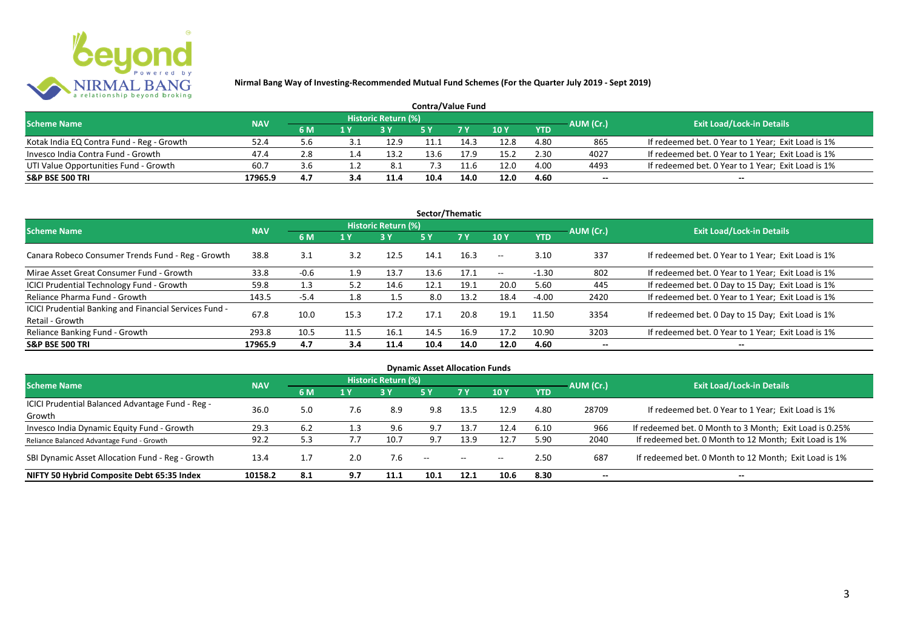**Nirmal Bang Way of Investing-Recommended Mutual Fund Schemes (For the Quarter July 2019 - Sept 2019)**

## Contra/Value Fund

| Scheme Name | NAV | Historic Return (%) | | | | | | | AUM (Cr.) | Exit Load/Lock-in Details |
|---|---|---|---|---|---|---|---|---|---|---|
| | | 6 M | 1 Y | 3 Y | 5 Y | 7 Y | 10 Y | YTD | | |
| Kotak India EQ Contra Fund - Reg - Growth | 52.4 | 5.6 | 3.1 | 12.9 | 11.1 | 14.3 | 12.8 | 4.80 | 865 | If redeemed bet. 0 Year to 1 Year; Exit Load is 1% |
| Invesco India Contra Fund - Growth | 47.4 | 2.8 | 1.4 | 13.2 | 13.6 | 17.9 | 15.2 | 2.30 | 4027 | If redeemed bet. 0 Year to 1 Year; Exit Load is 1% |
| UTI Value Opportunities Fund - Growth | 60.7 | 3.6 | 1.2 | 8.1 | 7.3 | 11.6 | 12.0 | 4.00 | 4493 | If redeemed bet. 0 Year to 1 Year; Exit Load is 1% |
| **S&P BSE 500 TRI** | **17965.9** | **4.7** | **3.4** | **11.4** | **10.4** | **14.0** | **12.0** | **4.60** | -- | -- |

## Sector/Thematic

| Scheme Name | NAV | Historic Return (%) | | | | | | | AUM (Cr.) | Exit Load/Lock-in Details |
|---|---|---|---|---|---|---|---|---|---|---|
| | | 6 M | 1 Y | 3 Y | 5 Y | 7 Y | 10 Y | YTD | | |
| Canara Robeco Consumer Trends Fund - Reg - Growth | 38.8 | 3.1 | 3.2 | 12.5 | 14.1 | 16.3 | -- | 3.10 | 337 | If redeemed bet. 0 Year to 1 Year; Exit Load is 1% |
| Mirae Asset Great Consumer Fund - Growth | 33.8 | -0.6 | 1.9 | 13.7 | 13.6 | 17.1 | -- | -1.30 | 802 | If redeemed bet. 0 Year to 1 Year; Exit Load is 1% |
| ICICI Prudential Technology Fund - Growth | 59.8 | 1.3 | 5.2 | 14.6 | 12.1 | 19.1 | 20.0 | 5.60 | 445 | If redeemed bet. 0 Day to 15 Day; Exit Load is 1% |
| Reliance Pharma Fund - Growth | 143.5 | -5.4 | 1.8 | 1.5 | 8.0 | 13.2 | 18.4 | -4.00 | 2420 | If redeemed bet. 0 Year to 1 Year; Exit Load is 1% |
| ICICI Prudential Banking and Financial Services Fund - Retail - Growth | 67.8 | 10.0 | 15.3 | 17.2 | 17.1 | 20.8 | 19.1 | 11.50 | 3354 | If redeemed bet. 0 Day to 15 Day; Exit Load is 1% |
| Reliance Banking Fund - Growth | 293.8 | 10.5 | 11.5 | 16.1 | 14.5 | 16.9 | 17.2 | 10.90 | 3203 | If redeemed bet. 0 Year to 1 Year; Exit Load is 1% |
| **S&P BSE 500 TRI** | **17965.9** | **4.7** | **3.4** | **11.4** | **10.4** | **14.0** | **12.0** | **4.60** | -- | -- |

## Dynamic Asset Allocation Funds

| Scheme Name | NAV | Historic Return (%) | | | | | | | AUM (Cr.) | Exit Load/Lock-in Details |
|---|---|---|---|---|---|---|---|---|---|---|
| | | 6 M | 1 Y | 3 Y | 5 Y | 7 Y | 10 Y | YTD | | |
| ICICI Prudential Balanced Advantage Fund - Reg - Growth | 36.0 | 5.0 | 7.6 | 8.9 | 9.8 | 13.5 | 12.9 | 4.80 | 28709 | If redeemed bet. 0 Year to 1 Year; Exit Load is 1% |
| Invesco India Dynamic Equity Fund - Growth | 29.3 | 6.2 | 1.3 | 9.6 | 9.7 | 13.7 | 12.4 | 6.10 | 966 | If redeemed bet. 0 Month to 3 Month; Exit Load is 0.25% |
| Reliance Balanced Advantage Fund - Growth | 92.2 | 5.3 | 7.7 | 10.7 | 9.7 | 13.9 | 12.7 | 5.90 | 2040 | If redeemed bet. 0 Month to 12 Month; Exit Load is 1% |
| SBI Dynamic Asset Allocation Fund - Reg - Growth | 13.4 | 1.7 | 2.0 | 7.6 | -- | -- | -- | 2.50 | 687 | If redeemed bet. 0 Month to 12 Month; Exit Load is 1% |
| **NIFTY 50 Hybrid Composite Debt 65:35 Index** | **10158.2** | **8.1** | **9.7** | **11.1** | **10.1** | **12.1** | **10.6** | **8.30** | -- | -- |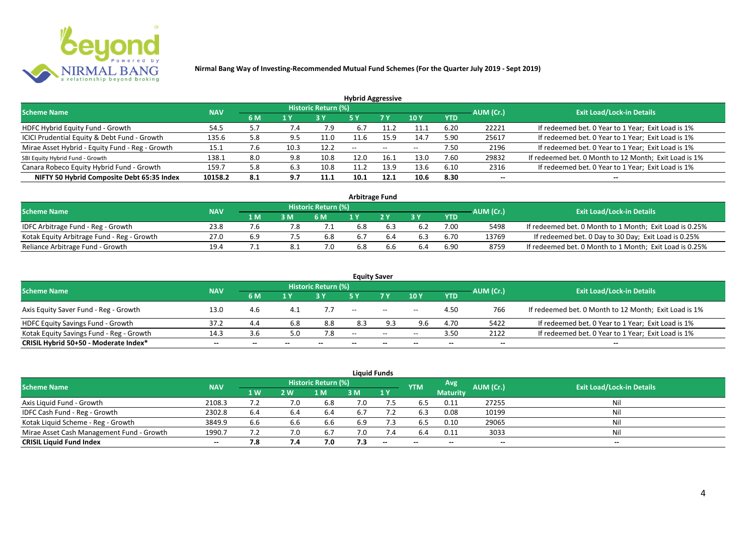**Nirmal Bang Way of Investing-Recommended Mutual Fund Schemes (For the Quarter July 2019 - Sept 2019)**

### Hybrid Aggressive

| Scheme Name | NAV | Historic Return (%) | | | | | | | AUM (Cr.) | Exit Load/Lock-in Details |
|---|---|---|---|---|---|---|---|---|---|---|
| | | 6 M | 1 Y | 3 Y | 5 Y | 7 Y | 10 Y | YTD | | |
| HDFC Hybrid Equity Fund - Growth | 54.5 | 5.7 | 7.4 | 7.9 | 6.7 | 11.2 | 11.1 | 6.20 | 22221 | If redeemed bet. 0 Year to 1 Year; Exit Load is 1% |
| ICICI Prudential Equity & Debt Fund - Growth | 135.6 | 5.8 | 9.5 | 11.0 | 11.6 | 15.9 | 14.7 | 5.90 | 25617 | If redeemed bet. 0 Year to 1 Year; Exit Load is 1% |
| Mirae Asset Hybrid - Equity Fund - Reg - Growth | 15.1 | 7.6 | 10.3 | 12.2 | -- | -- | -- | 7.50 | 2196 | If redeemed bet. 0 Year to 1 Year; Exit Load is 1% |
| SBI Equity Hybrid Fund - Growth | 138.1 | 8.0 | 9.8 | 10.8 | 12.0 | 16.1 | 13.0 | 7.60 | 29832 | If redeemed bet. 0 Month to 12 Month; Exit Load is 1% |
| Canara Robeco Equity Hybrid Fund - Growth | 159.7 | 5.8 | 6.3 | 10.8 | 11.2 | 13.9 | 13.6 | 6.10 | 2316 | If redeemed bet. 0 Year to 1 Year; Exit Load is 1% |
| **NIFTY 50 Hybrid Composite Debt 65:35 Index** | **10158.2** | **8.1** | **9.7** | **11.1** | **10.1** | **12.1** | **10.6** | **8.30** | -- | -- |

### Arbitrage Fund

| Scheme Name | NAV | Historic Return (%) | | | | | | | AUM (Cr.) | Exit Load/Lock-in Details |
|---|---|---|---|---|---|---|---|---|---|---|
| | | 1 M | 3 M | 6 M | 1 Y | 2 Y | 3 Y | YTD | | |
| IDFC Arbitrage Fund - Reg - Growth | 23.8 | 7.6 | 7.8 | 7.1 | 6.8 | 6.3 | 6.2 | 7.00 | 5498 | If redeemed bet. 0 Month to 1 Month; Exit Load is 0.25% |
| Kotak Equity Arbitrage Fund - Reg - Growth | 27.0 | 6.9 | 7.5 | 6.8 | 6.7 | 6.4 | 6.3 | 6.70 | 13769 | If redeemed bet. 0 Day to 30 Day; Exit Load is 0.25% |
| Reliance Arbitrage Fund - Growth | 19.4 | 7.1 | 8.1 | 7.0 | 6.8 | 6.6 | 6.4 | 6.90 | 8759 | If redeemed bet. 0 Month to 1 Month; Exit Load is 0.25% |

### Equity Saver

| Scheme Name | NAV | Historic Return (%) | | | | | | | AUM (Cr.) | Exit Load/Lock-in Details |
|---|---|---|---|---|---|---|---|---|---|---|
| | | 6 M | 1 Y | 3 Y | 5 Y | 7 Y | 10 Y | YTD | | |
| Axis Equity Saver Fund - Reg - Growth | 13.0 | 4.6 | 4.1 | 7.7 | -- | -- | -- | 4.50 | 766 | If redeemed bet. 0 Month to 12 Month; Exit Load is 1% |
| HDFC Equity Savings Fund - Growth | 37.2 | 4.4 | 6.8 | 8.8 | 8.3 | 9.3 | 9.6 | 4.70 | 5422 | If redeemed bet. 0 Year to 1 Year; Exit Load is 1% |
| Kotak Equity Savings Fund - Reg - Growth | 14.3 | 3.6 | 5.0 | 7.8 | -- | -- | -- | 3.50 | 2122 | If redeemed bet. 0 Year to 1 Year; Exit Load is 1% |
| **CRISIL Hybrid 50+50 - Moderate Index*** | -- | -- | -- | -- | -- | -- | -- | -- | -- | -- |

### Liquid Funds

| Scheme Name | NAV | Historic Return (%) | | | | | YTM | Avg Maturity | AUM (Cr.) | Exit Load/Lock-in Details |
|---|---|---|---|---|---|---|---|---|---|---|
| | | 1 W | 2 W | 1 M | 3 M | 1 Y | | | | |
| Axis Liquid Fund - Growth | 2108.3 | 7.2 | 7.0 | 6.8 | 7.0 | 7.5 | 6.5 | 0.11 | 27255 | Nil |
| IDFC Cash Fund - Reg - Growth | 2302.8 | 6.4 | 6.4 | 6.4 | 6.7 | 7.2 | 6.3 | 0.08 | 10199 | Nil |
| Kotak Liquid Scheme - Reg - Growth | 3849.9 | 6.6 | 6.6 | 6.6 | 6.9 | 7.3 | 6.5 | 0.10 | 29065 | Nil |
| Mirae Asset Cash Management Fund - Growth | 1990.7 | 7.2 | 7.0 | 6.7 | 7.0 | 7.4 | 6.4 | 0.11 | 3033 | Nil |
| **CRISIL Liquid Fund Index** | -- | **7.8** | **7.4** | **7.0** | **7.3** | -- | -- | -- | -- | -- |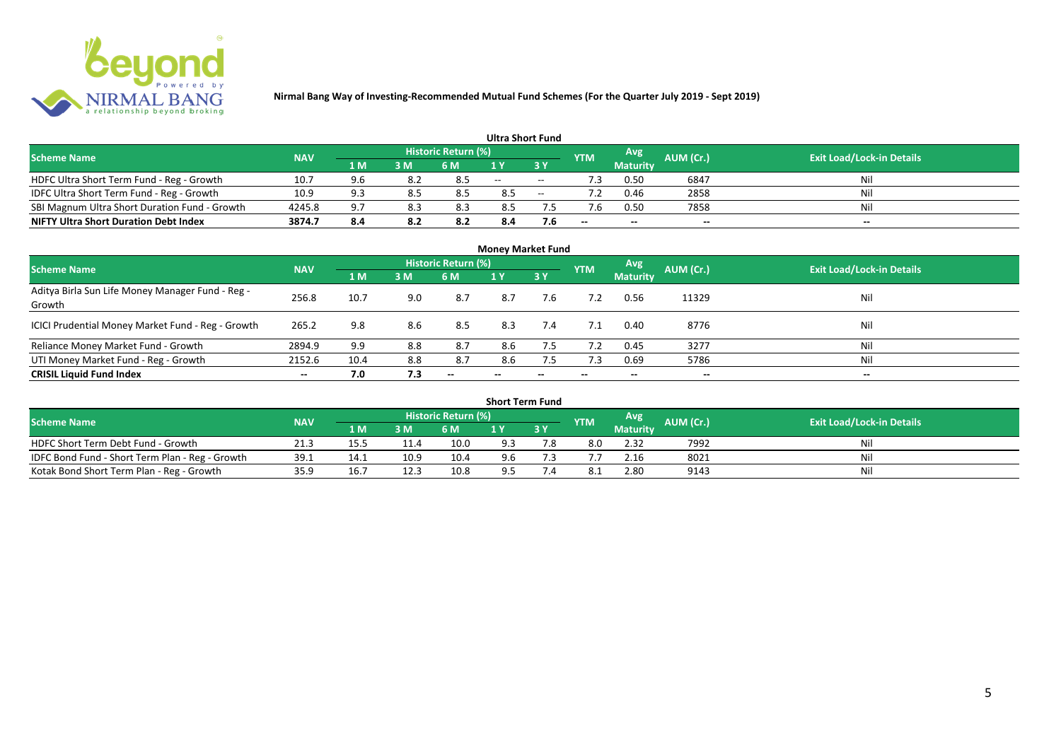**Nirmal Bang Way of Investing-Recommended Mutual Fund Schemes (For the Quarter July 2019 - Sept 2019)**

### Ultra Short Fund

| Scheme Name | NAV | Historic Return (%) | | | | | YTM | Avg Maturity | AUM (Cr.) | Exit Load/Lock-in Details |
|---|---|---|---|---|---|---|---|---|---|---|
| | | 1 M | 3 M | 6 M | 1 Y | 3 Y | | | | |
| HDFC Ultra Short Term Fund - Reg - Growth | 10.7 | 9.6 | 8.2 | 8.5 | -- | -- | 7.3 | 0.50 | 6847 | Nil |
| IDFC Ultra Short Term Fund - Reg - Growth | 10.9 | 9.3 | 8.5 | 8.5 | 8.5 | -- | 7.2 | 0.46 | 2858 | Nil |
| SBI Magnum Ultra Short Duration Fund - Growth | 4245.8 | 9.7 | 8.3 | 8.3 | 8.5 | 7.5 | 7.6 | 0.50 | 7858 | Nil |
| **NIFTY Ultra Short Duration Debt Index** | **3874.7** | **8.4** | **8.2** | **8.2** | **8.4** | **7.6** | -- | -- | -- | -- |

### Money Market Fund

| Scheme Name | NAV | Historic Return (%) | | | | | YTM | Avg Maturity | AUM (Cr.) | Exit Load/Lock-in Details |
|---|---|---|---|---|---|---|---|---|---|---|
| | | 1 M | 3 M | 6 M | 1 Y | 3 Y | | | | |
| Aditya Birla Sun Life Money Manager Fund - Reg - Growth | 256.8 | 10.7 | 9.0 | 8.7 | 8.7 | 7.6 | 7.2 | 0.56 | 11329 | Nil |
| ICICI Prudential Money Market Fund - Reg - Growth | 265.2 | 9.8 | 8.6 | 8.5 | 8.3 | 7.4 | 7.1 | 0.40 | 8776 | Nil |
| Reliance Money Market Fund - Growth | 2894.9 | 9.9 | 8.8 | 8.7 | 8.6 | 7.5 | 7.2 | 0.45 | 3277 | Nil |
| UTI Money Market Fund - Reg - Growth | 2152.6 | 10.4 | 8.8 | 8.7 | 8.6 | 7.5 | 7.3 | 0.69 | 5786 | Nil |
| **CRISIL Liquid Fund Index** | -- | **7.0** | **7.3** | -- | -- | -- | -- | -- | -- | -- |

### Short Term Fund

| Scheme Name | NAV | Historic Return (%) | | | | | YTM | Avg Maturity | AUM (Cr.) | Exit Load/Lock-in Details |
|---|---|---|---|---|---|---|---|---|---|---|
| | | 1 M | 3 M | 6 M | 1 Y | 3 Y | | | | |
| HDFC Short Term Debt Fund - Growth | 21.3 | 15.5 | 11.4 | 10.0 | 9.3 | 7.8 | 8.0 | 2.32 | 7992 | Nil |
| IDFC Bond Fund - Short Term Plan - Reg - Growth | 39.1 | 14.1 | 10.9 | 10.4 | 9.6 | 7.3 | 7.7 | 2.16 | 8021 | Nil |
| Kotak Bond Short Term Plan - Reg - Growth | 35.9 | 16.7 | 12.3 | 10.8 | 9.5 | 7.4 | 8.1 | 2.80 | 9143 | Nil |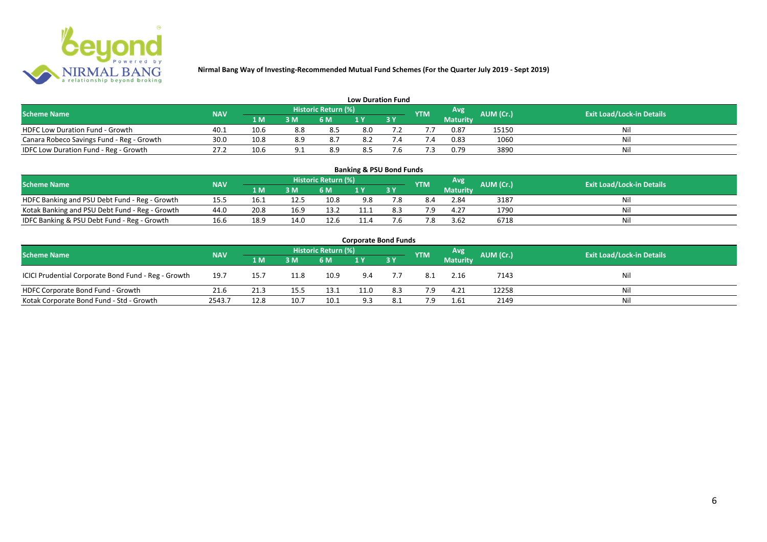Nirmal Bang Way of Investing-Recommended Mutual Fund Schemes (For the Quarter July 2019 - Sept 2019)

## Low Duration Fund

| Scheme Name | NAV | Historic Return (%) | | | | | YTM | Avg Maturity | AUM (Cr.) | Exit Load/Lock-in Details |
|---|---|---|---|---|---|---|---|---|---|---|
| | | 1 M | 3 M | 6 M | 1 Y | 3 Y | | | | |
| HDFC Low Duration Fund - Growth | 40.1 | 10.6 | 8.8 | 8.5 | 8.0 | 7.2 | 7.7 | 0.87 | 15150 | Nil |
| Canara Robeco Savings Fund - Reg - Growth | 30.0 | 10.8 | 8.9 | 8.7 | 8.2 | 7.4 | 7.4 | 0.83 | 1060 | Nil |
| IDFC Low Duration Fund - Reg - Growth | 27.2 | 10.6 | 9.1 | 8.9 | 8.5 | 7.6 | 7.3 | 0.79 | 3890 | Nil |

## Banking & PSU Bond Funds

| Scheme Name | NAV | Historic Return (%) | | | | | YTM | Avg Maturity | AUM (Cr.) | Exit Load/Lock-in Details |
|---|---|---|---|---|---|---|---|---|---|---|
| | | 1 M | 3 M | 6 M | 1 Y | 3 Y | | | | |
| HDFC Banking and PSU Debt Fund - Reg - Growth | 15.5 | 16.1 | 12.5 | 10.8 | 9.8 | 7.8 | 8.4 | 2.84 | 3187 | Nil |
| Kotak Banking and PSU Debt Fund - Reg - Growth | 44.0 | 20.8 | 16.9 | 13.2 | 11.1 | 8.3 | 7.9 | 4.27 | 1790 | Nil |
| IDFC Banking & PSU Debt Fund - Reg - Growth | 16.6 | 18.9 | 14.0 | 12.6 | 11.4 | 7.6 | 7.8 | 3.62 | 6718 | Nil |

## Corporate Bond Funds

| Scheme Name | NAV | Historic Return (%) | | | | | YTM | Avg Maturity | AUM (Cr.) | Exit Load/Lock-in Details |
|---|---|---|---|---|---|---|---|---|---|---|
| | | 1 M | 3 M | 6 M | 1 Y | 3 Y | | | | |
| ICICI Prudential Corporate Bond Fund - Reg - Growth | 19.7 | 15.7 | 11.8 | 10.9 | 9.4 | 7.7 | 8.1 | 2.16 | 7143 | Nil |
| HDFC Corporate Bond Fund - Growth | 21.6 | 21.3 | 15.5 | 13.1 | 11.0 | 8.3 | 7.9 | 4.21 | 12258 | Nil |
| Kotak Corporate Bond Fund - Std - Growth | 2543.7 | 12.8 | 10.7 | 10.1 | 9.3 | 8.1 | 7.9 | 1.61 | 2149 | Nil |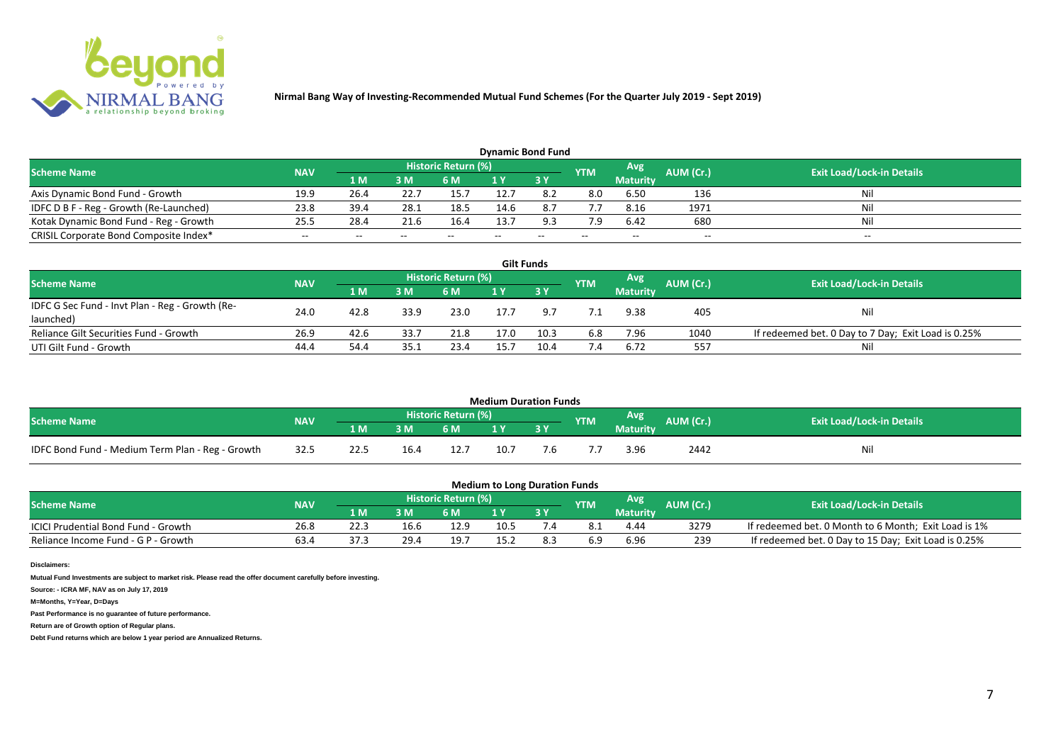**Nirmal Bang Way of Investing-Recommended Mutual Fund Schemes (For the Quarter July 2019 - Sept 2019)**

### Dynamic Bond Fund

| Scheme Name | NAV | Historic Return (%) | | | | | YTM | Avg Maturity | AUM (Cr.) | Exit Load/Lock-in Details |
|---|---|---|---|---|---|---|---|---|---|---|
| | | 1 M | 3 M | 6 M | 1 Y | 3 Y | | | | |
| Axis Dynamic Bond Fund - Growth | 19.9 | 26.4 | 22.7 | 15.7 | 12.7 | 8.2 | 8.0 | 6.50 | 136 | Nil |
| IDFC D B F - Reg - Growth (Re-Launched) | 23.8 | 39.4 | 28.1 | 18.5 | 14.6 | 8.7 | 7.7 | 8.16 | 1971 | Nil |
| Kotak Dynamic Bond Fund - Reg - Growth | 25.5 | 28.4 | 21.6 | 16.4 | 13.7 | 9.3 | 7.9 | 6.42 | 680 | Nil |
| CRISIL Corporate Bond Composite Index* | -- | -- | -- | -- | -- | -- | -- | -- | -- | -- |

### Gilt Funds

| Scheme Name | NAV | Historic Return (%) | | | | | YTM | Avg Maturity | AUM (Cr.) | Exit Load/Lock-in Details |
|---|---|---|---|---|---|---|---|---|---|---|
| | | 1 M | 3 M | 6 M | 1 Y | 3 Y | | | | |
| IDFC G Sec Fund - Invt Plan - Reg - Growth (Re-launched) | 24.0 | 42.8 | 33.9 | 23.0 | 17.7 | 9.7 | 7.1 | 9.38 | 405 | Nil |
| Reliance Gilt Securities Fund - Growth | 26.9 | 42.6 | 33.7 | 21.8 | 17.0 | 10.3 | 6.8 | 7.96 | 1040 | If redeemed bet. 0 Day to 7 Day; Exit Load is 0.25% |
| UTI Gilt Fund - Growth | 44.4 | 54.4 | 35.1 | 23.4 | 15.7 | 10.4 | 7.4 | 6.72 | 557 | Nil |

### Medium Duration Funds

| Scheme Name | NAV | Historic Return (%) | | | | | YTM | Avg Maturity | AUM (Cr.) | Exit Load/Lock-in Details |
|---|---|---|---|---|---|---|---|---|---|---|
| | | 1 M | 3 M | 6 M | 1 Y | 3 Y | | | | |
| IDFC Bond Fund - Medium Term Plan - Reg - Growth | 32.5 | 22.5 | 16.4 | 12.7 | 10.7 | 7.6 | 7.7 | 3.96 | 2442 | Nil |

### Medium to Long Duration Funds

| Scheme Name | NAV | Historic Return (%) | | | | | YTM | Avg Maturity | AUM (Cr.) | Exit Load/Lock-in Details |
|---|---|---|---|---|---|---|---|---|---|---|
| | | 1 M | 3 M | 6 M | 1 Y | 3 Y | | | | |
| ICICI Prudential Bond Fund - Growth | 26.8 | 22.3 | 16.6 | 12.9 | 10.5 | 7.4 | 8.1 | 4.44 | 3279 | If redeemed bet. 0 Month to 6 Month; Exit Load is 1% |
| Reliance Income Fund - G P - Growth | 63.4 | 37.3 | 29.4 | 19.7 | 15.2 | 8.3 | 6.9 | 6.96 | 239 | If redeemed bet. 0 Day to 15 Day; Exit Load is 0.25% |

**Disclaimers:**

**Mutual Fund Investments are subject to market risk. Please read the offer document carefully before investing.**

**Source: - ICRA MF, NAV as on July 17, 2019**

**M=Months, Y=Year, D=Days**

**Past Performance is no guarantee of future performance.**

**Return are of Growth option of Regular plans.**

**Debt Fund returns which are below 1 year period are Annualized Returns.**